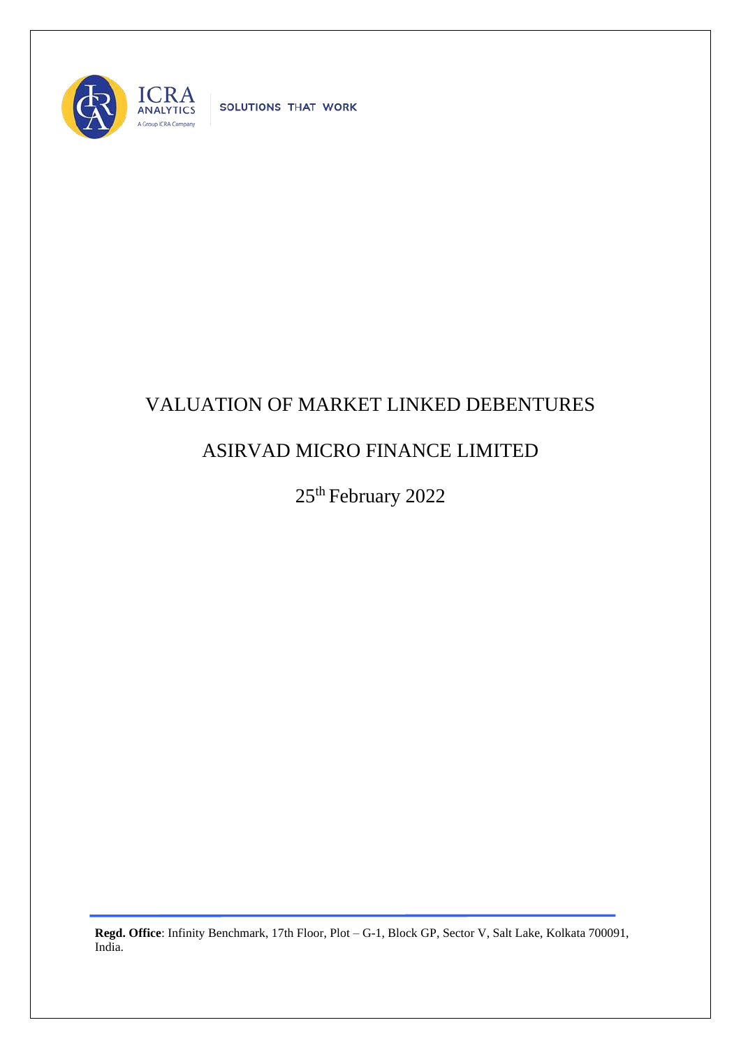SOLUTIONS THAT WORK

# VALUATION OF MARKET LINKED DEBENTURES

## ASIRVAD MICRO FINANCE LIMITED

25th February 2022

**Regd. Office**: Infinity Benchmark, 17th Floor, Plot – G-1, Block GP, Sector V, Salt Lake, Kolkata 700091, India.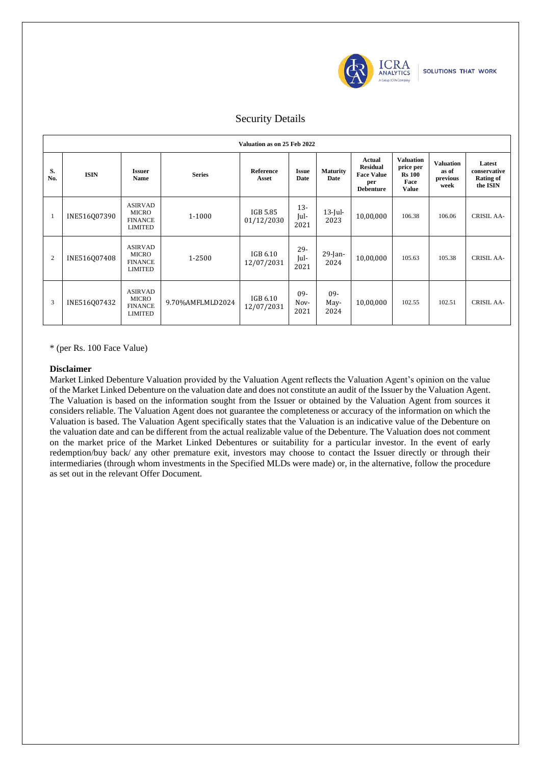# Security Details

| Valuation as on 25 Feb 2022 | | | | | | | | | | |
|---|---|---|---|---|---|---|---|---|---|---|
| **S. No.** | **ISIN** | **Issuer Name** | **Series** | **Reference Asset** | **Issue Date** | **Maturity Date** | **Actual Residual Face Value per Debenture** | **Valuation price per Rs 100 Face Value** | **Valuation as of previous week** | **Latest conservative Rating of the ISIN** |
| 1 | INE516Q07390 | ASIRVAD MICRO FINANCE LIMITED | 1-1000 | IGB 5.85 01/12/2030 | 13-Jul-2021 | 13-Jul-2023 | 10,00,000 | 106.38 | 106.06 | CRISIL AA- |
| 2 | INE516Q07408 | ASIRVAD MICRO FINANCE LIMITED | 1-2500 | IGB 6.10 12/07/2031 | 29-Jul-2021 | 29-Jan-2024 | 10,00,000 | 105.63 | 105.38 | CRISIL AA- |
| 3 | INE516Q07432 | ASIRVAD MICRO FINANCE LIMITED | 9.70%AMFLMLD2024 | IGB 6.10 12/07/2031 | 09-Nov-2021 | 09-May-2024 | 10,00,000 | 102.55 | 102.51 | CRISIL AA- |

* (per Rs. 100 Face Value)

**Disclaimer**

Market Linked Debenture Valuation provided by the Valuation Agent reflects the Valuation Agent's opinion on the value of the Market Linked Debenture on the valuation date and does not constitute an audit of the Issuer by the Valuation Agent. The Valuation is based on the information sought from the Issuer or obtained by the Valuation Agent from sources it considers reliable. The Valuation Agent does not guarantee the completeness or accuracy of the information on which the Valuation is based. The Valuation Agent specifically states that the Valuation is an indicative value of the Debenture on the valuation date and can be different from the actual realizable value of the Debenture. The Valuation does not comment on the market price of the Market Linked Debentures or suitability for a particular investor. In the event of early redemption/buy back/ any other premature exit, investors may choose to contact the Issuer directly or through their intermediaries (through whom investments in the Specified MLDs were made) or, in the alternative, follow the procedure as set out in the relevant Offer Document.